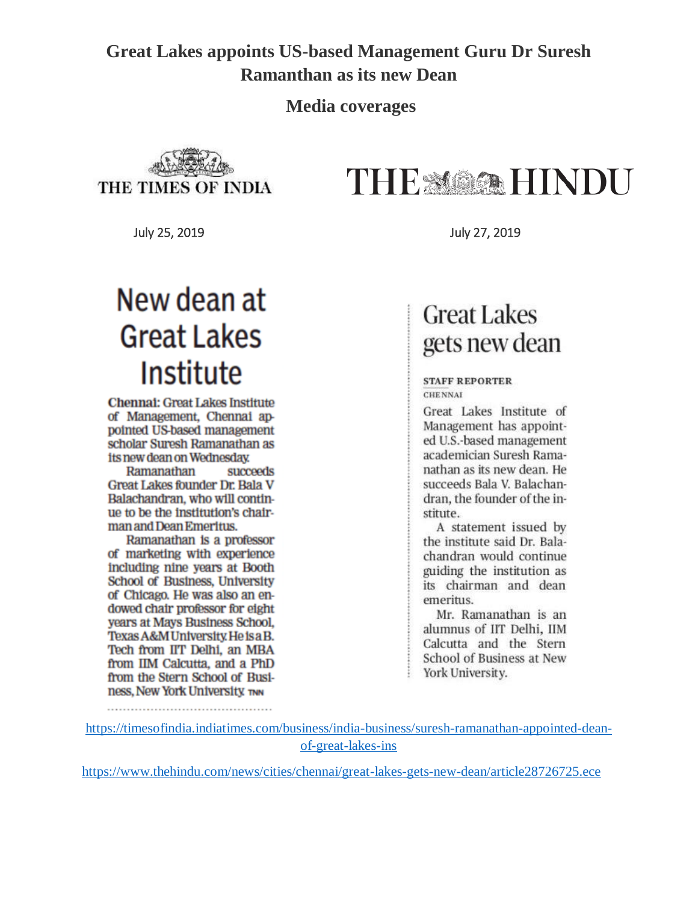# Great Lakes appoints US-based Management Guru Dr Suresh Ramanthan as its new Dean

## Media coverages

THE TIMES OF INDIA

July 25, 2019

THE HINDU

July 27, 2019

### New dean at Great Lakes Institute

**Chennai:** Great Lakes Institute of Management, Chennai appointed US-based management scholar Suresh Ramanathan as its new dean on Wednesday.

Ramanathan succeeds Great Lakes founder Dr. Bala V Balachandran, who will continue to be the institution's chairman and Dean Emeritus.

Ramanathan is a professor of marketing with experience including nine years at Booth School of Business, University of Chicago. He was also an endowed chair professor for eight years at Mays Business School, Texas A&M University. He is a B. Tech from IIT Delhi, an MBA from IIM Calcutta, and a PhD from the Stern School of Business, New York University. TNN

### Great Lakes gets new dean

STAFF REPORTER
CHENNAI

Great Lakes Institute of Management has appointed U.S.-based management academician Suresh Ramanathan as its new dean. He succeeds Bala V. Balachandran, the founder of the institute.

A statement issued by the institute said Dr. Balachandran would continue guiding the institution as its chairman and dean emeritus.

Mr. Ramanathan is an alumnus of IIT Delhi, IIM Calcutta and the Stern School of Business at New York University.

https://timesofindia.indiatimes.com/business/india-business/suresh-ramanathan-appointed-dean-of-great-lakes-ins

https://www.thehindu.com/news/cities/chennai/great-lakes-gets-new-dean/article28726725.ece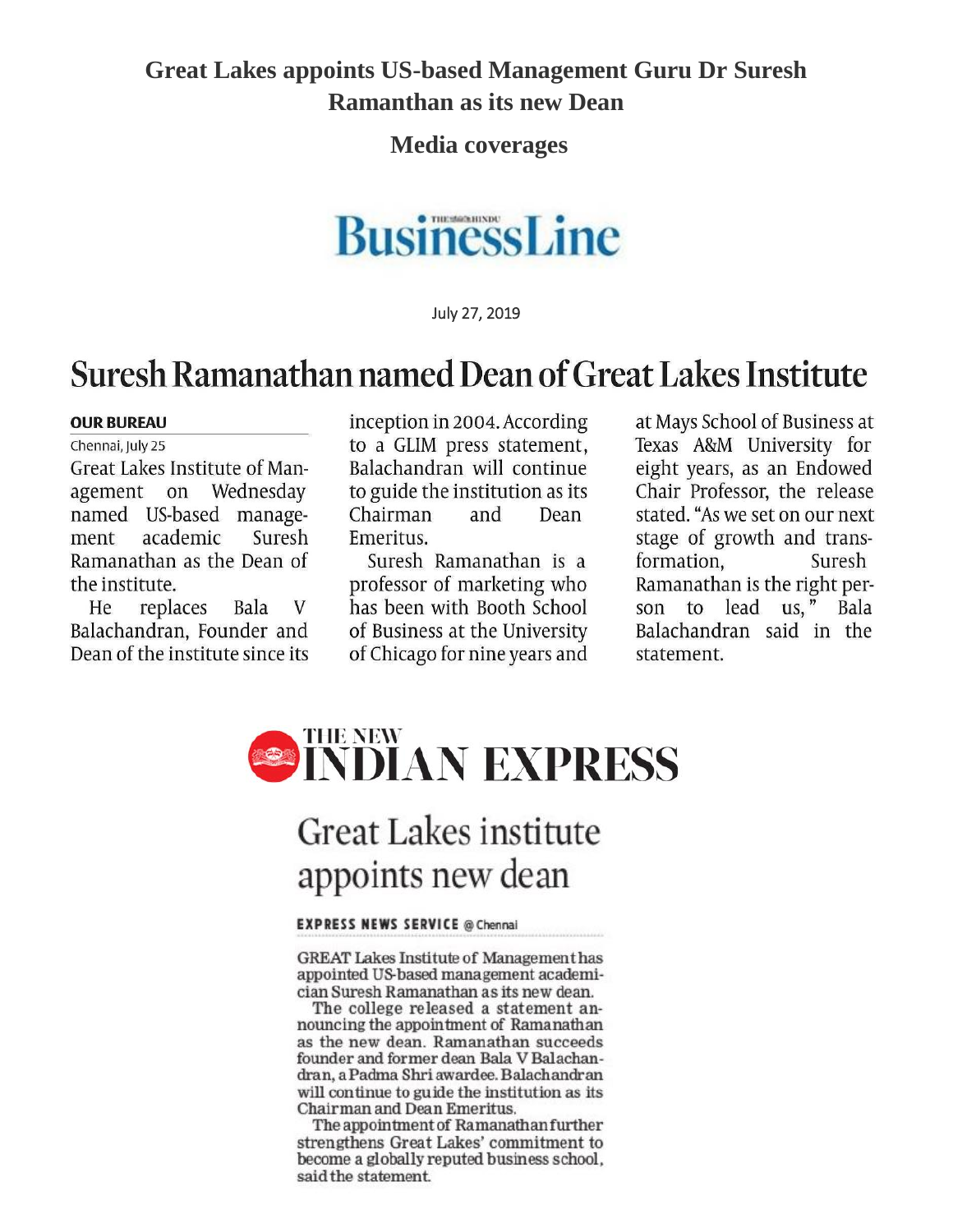**Great Lakes appoints US-based Management Guru Dr Suresh Ramanthan as its new Dean**

**Media coverages**

BusinessLine

July 27, 2019

# Suresh Ramanathan named Dean of Great Lakes Institute

**OUR BUREAU**

Chennai, July 25

Great Lakes Institute of Management on Wednesday named US-based management academic Suresh Ramanathan as the Dean of the institute.

He replaces Bala V Balachandran, Founder and Dean of the institute since its inception in 2004. According to a GLIM press statement, Balachandran will continue to guide the institution as its Chairman and Dean Emeritus.

Suresh Ramanathan is a professor of marketing who has been with Booth School of Business at the University of Chicago for nine years and at Mays School of Business at Texas A&M University for eight years, as an Endowed Chair Professor, the release stated. "As we set on our next stage of growth and transformation, Suresh Ramanathan is the right person to lead us," Bala Balachandran said in the statement.

THE NEW INDIAN EXPRESS

# Great Lakes institute appoints new dean

**EXPRESS NEWS SERVICE** @ Chennai

GREAT Lakes Institute of Management has appointed US-based management academician Suresh Ramanathan as its new dean.

The college released a statement announcing the appointment of Ramanathan as the new dean. Ramanathan succeeds founder and former dean Bala V Balachandran, a Padma Shri awardee. Balachandran will continue to guide the institution as its Chairman and Dean Emeritus.

The appointment of Ramanathan further strengthens Great Lakes' commitment to become a globally reputed business school, said the statement.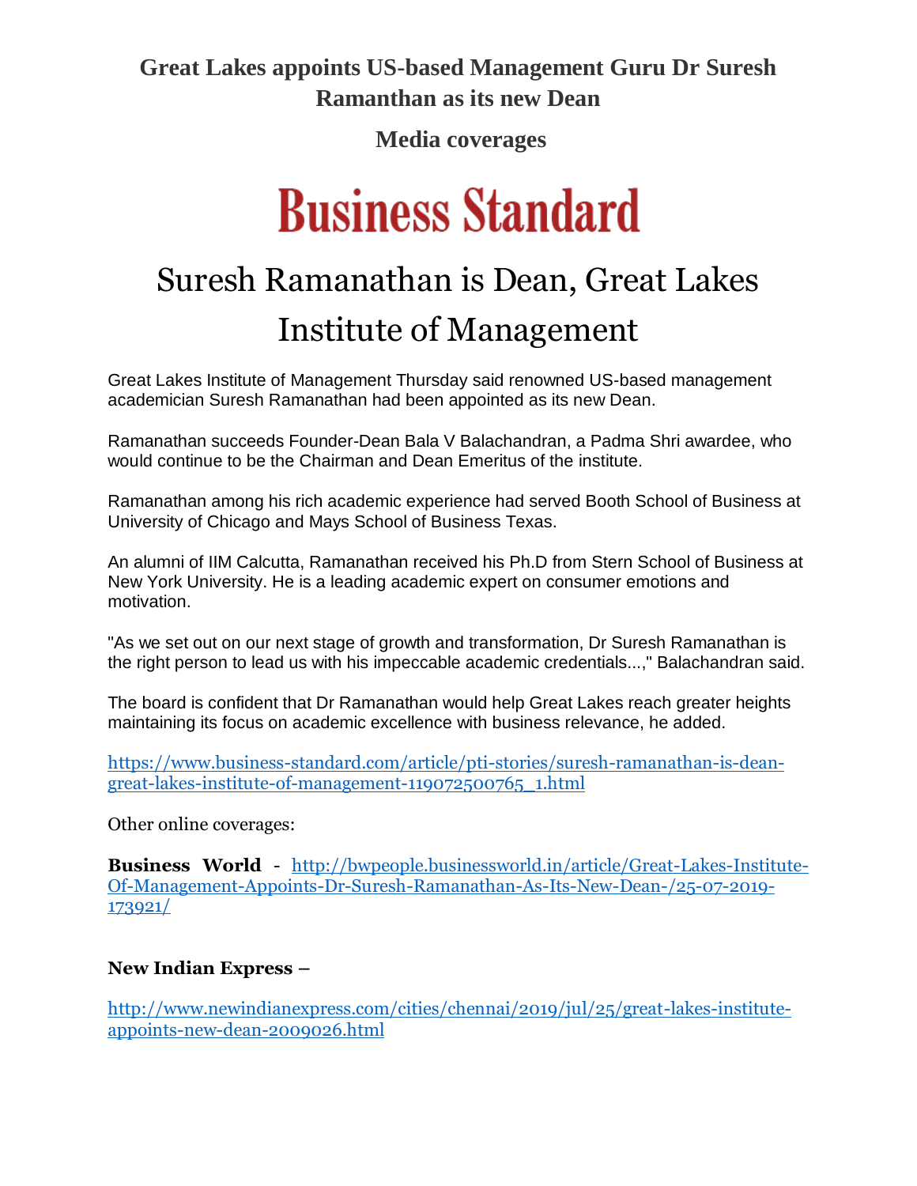# Great Lakes appoints US-based Management Guru Dr Suresh Ramanthan as its new Dean

## Media coverages

**Business Standard**

# Suresh Ramanathan is Dean, Great Lakes Institute of Management

Great Lakes Institute of Management Thursday said renowned US-based management academician Suresh Ramanathan had been appointed as its new Dean.

Ramanathan succeeds Founder-Dean Bala V Balachandran, a Padma Shri awardee, who would continue to be the Chairman and Dean Emeritus of the institute.

Ramanathan among his rich academic experience had served Booth School of Business at University of Chicago and Mays School of Business Texas.

An alumni of IIM Calcutta, Ramanathan received his Ph.D from Stern School of Business at New York University. He is a leading academic expert on consumer emotions and motivation.

"As we set out on our next stage of growth and transformation, Dr Suresh Ramanathan is the right person to lead us with his impeccable academic credentials...," Balachandran said.

The board is confident that Dr Ramanathan would help Great Lakes reach greater heights maintaining its focus on academic excellence with business relevance, he added.

https://www.business-standard.com/article/pti-stories/suresh-ramanathan-is-dean-great-lakes-institute-of-management-119072500765_1.html

Other online coverages:

**Business World** - http://bwpeople.businessworld.in/article/Great-Lakes-Institute-Of-Management-Appoints-Dr-Suresh-Ramanathan-As-Its-New-Dean-/25-07-2019-173921/

**New Indian Express –**

http://www.newindianexpress.com/cities/chennai/2019/jul/25/great-lakes-institute-appoints-new-dean-2009026.html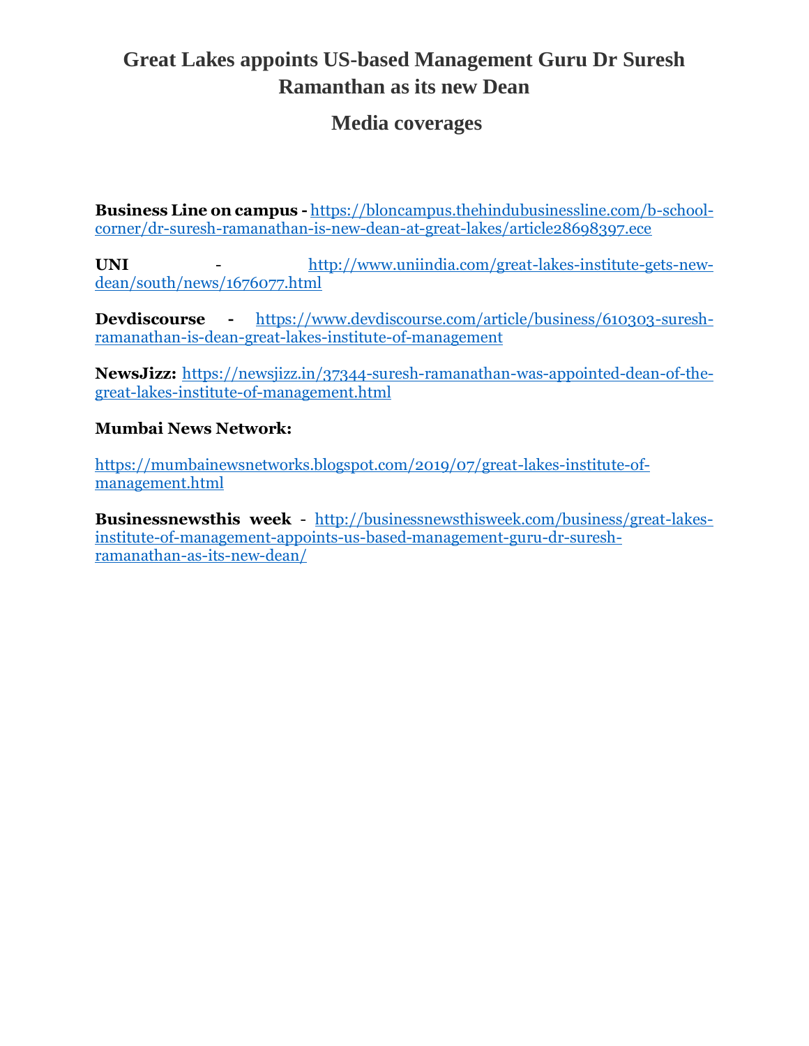# Great Lakes appoints US-based Management Guru Dr Suresh Ramanthan as its new Dean

## Media coverages

**Business Line on campus -** https://bloncampus.thehindubusinessline.com/b-school-corner/dr-suresh-ramanathan-is-new-dean-at-great-lakes/article28698397.ece

**UNI** - http://www.uniindia.com/great-lakes-institute-gets-new-dean/south/news/1676077.html

**Devdiscourse -** https://www.devdiscourse.com/article/business/610303-suresh-ramanathan-is-dean-great-lakes-institute-of-management

**NewsJizz:** https://newsjizz.in/37344-suresh-ramanathan-was-appointed-dean-of-the-great-lakes-institute-of-management.html

**Mumbai News Network:**

https://mumbainewsnetworks.blogspot.com/2019/07/great-lakes-institute-of-management.html

**Businessnewsthis week** - http://businessnewsthisweek.com/business/great-lakes-institute-of-management-appoints-us-based-management-guru-dr-suresh-ramanathan-as-its-new-dean/